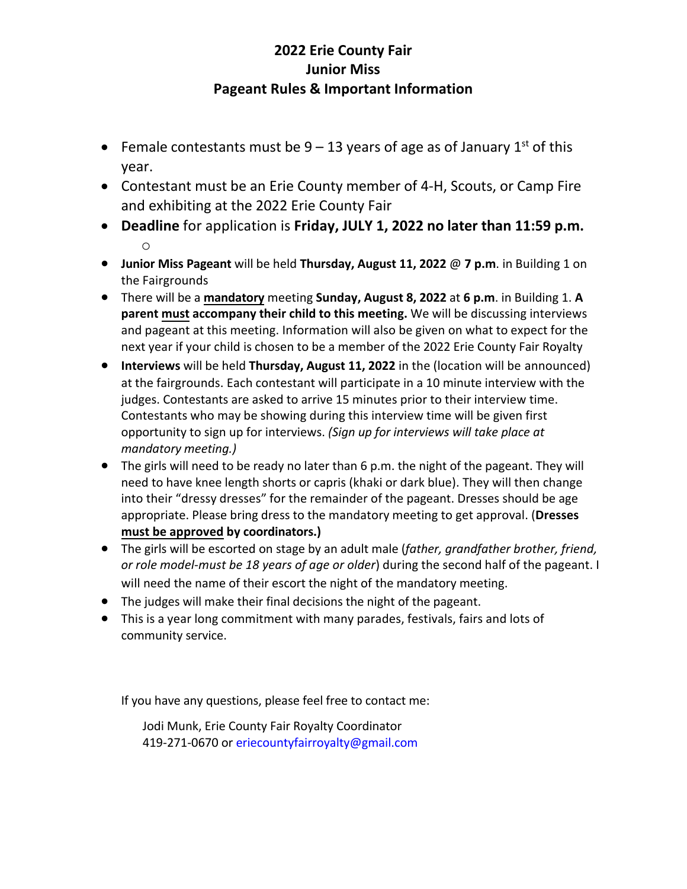# 2022 Erie County Fair
## Junior Miss
## Pageant Rules & Important Information

- Female contestants must be 9 – 13 years of age as of January 1st of this year.
- Contestant must be an Erie County member of 4-H, Scouts, or Camp Fire and exhibiting at the 2022 Erie County Fair
- **Deadline** for application is **Friday, JULY 1, 2022 no later than 11:59 p.m.**
    - 
- **Junior Miss Pageant** will be held **Thursday, August 11, 2022 @ 7 p.m**. in Building 1 on the Fairgrounds
- There will be a <u>**mandatory**</u> meeting **Sunday, August 8, 2022** at **6 p.m**. in Building 1. **A parent <u>must</u> accompany their child to this meeting.** We will be discussing interviews and pageant at this meeting. Information will also be given on what to expect for the next year if your child is chosen to be a member of the 2022 Erie County Fair Royalty
- **Interviews** will be held **Thursday, August 11, 2022** in the (location will be announced) at the fairgrounds. Each contestant will participate in a 10 minute interview with the judges. Contestants are asked to arrive 15 minutes prior to their interview time. Contestants who may be showing during this interview time will be given first opportunity to sign up for interviews. *(Sign up for interviews will take place at mandatory meeting.)*
- The girls will need to be ready no later than 6 p.m. the night of the pageant. They will need to have knee length shorts or capris (khaki or dark blue). They will then change into their "dressy dresses" for the remainder of the pageant. Dresses should be age appropriate. Please bring dress to the mandatory meeting to get approval. (**Dresses <u>must be approved</u> by coordinators.)**
- The girls will be escorted on stage by an adult male (*father, grandfather brother, friend, or role model-must be 18 years of age or older*) during the second half of the pageant. I will need the name of their escort the night of the mandatory meeting.
- The judges will make their final decisions the night of the pageant.
- This is a year long commitment with many parades, festivals, fairs and lots of community service.

If you have any questions, please feel free to contact me:

Jodi Munk, Erie County Fair Royalty Coordinator
419-271-0670 or eriecountyfairroyalty@gmail.com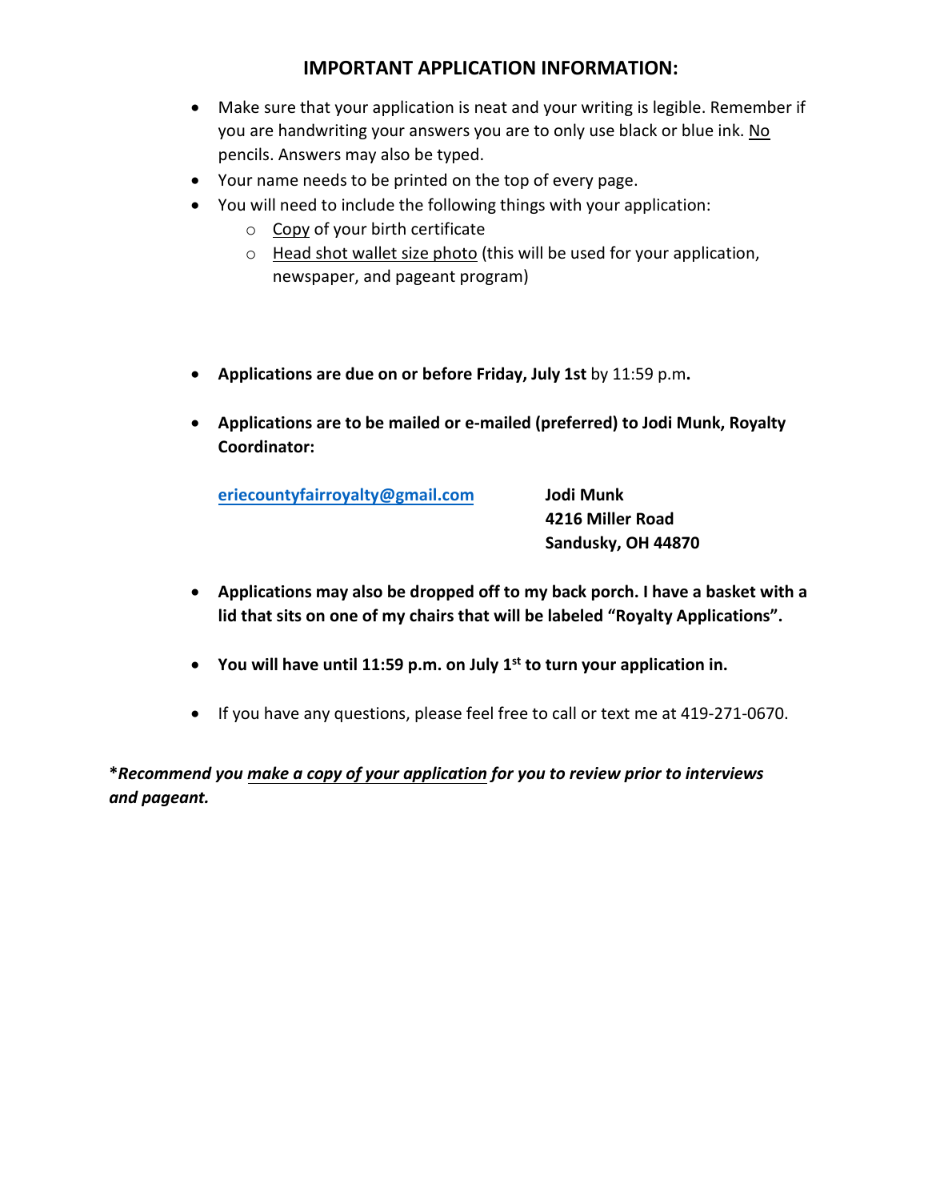# IMPORTANT APPLICATION INFORMATION:

- Make sure that your application is neat and your writing is legible. Remember if you are handwriting your answers you are to only use black or blue ink. No pencils. Answers may also be typed.
- Your name needs to be printed on the top of every page.
- You will need to include the following things with your application:
  - Copy of your birth certificate
  - Head shot wallet size photo (this will be used for your application, newspaper, and pageant program)

- **Applications are due on or before Friday, July 1st** by 11:59 p.m**.**

- **Applications are to be mailed or e-mailed (preferred) to Jodi Munk, Royalty Coordinator:**

  eriecountyfairroyalty@gmail.com

  **Jodi Munk**
  **4216 Miller Road**
  **Sandusky, OH 44870**

- **Applications may also be dropped off to my back porch. I have a basket with a lid that sits on one of my chairs that will be labeled "Royalty Applications".**

- **You will have until 11:59 p.m. on July 1st to turn your application in.**

- If you have any questions, please feel free to call or text me at 419-271-0670.

***Recommend you make a copy of your application for you to review prior to interviews and pageant.***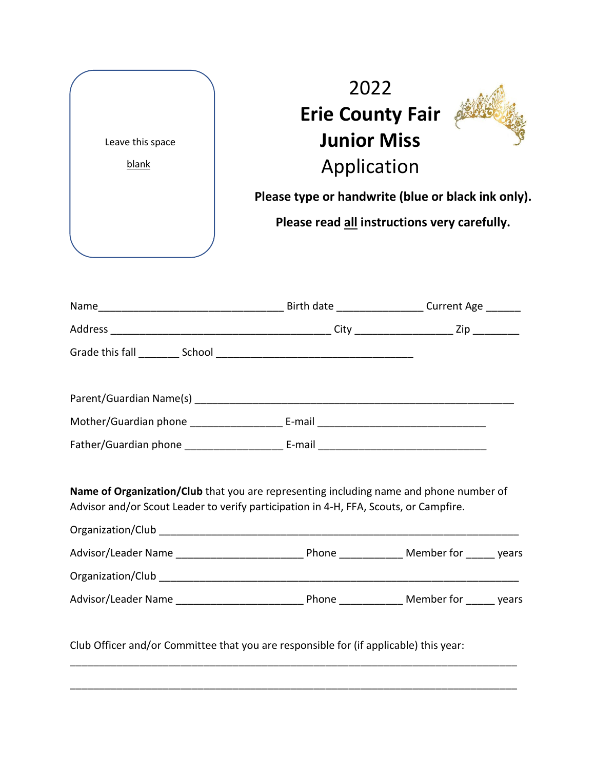Leave this space

blank

# 2022
# Erie County Fair
# Junior Miss
# Application

**Please type or handwrite (blue or black ink only).**

**Please read all instructions very carefully.**

Name_______________________________ Birth date ______________ Current Age ______

Address _____________________________________ City ________________ Zip ________

Grade this fall _______ School __________________________________

Parent/Guardian Name(s) _______________________________________________________

Mother/Guardian phone _______________ E-mail _____________________________

Father/Guardian phone ________________ E-mail _____________________________

**Name of Organization/Club** that you are representing including name and phone number of Advisor and/or Scout Leader to verify participation in 4-H, FFA, Scouts, or Campfire.

Organization/Club _____________________________________________________________

Advisor/Leader Name _____________________ Phone __________ Member for _____ years

Organization/Club _____________________________________________________________

Advisor/Leader Name _____________________ Phone __________ Member for _____ years

Club Officer and/or Committee that you are responsible for (if applicable) this year:

_____________________________________________________________________________

_____________________________________________________________________________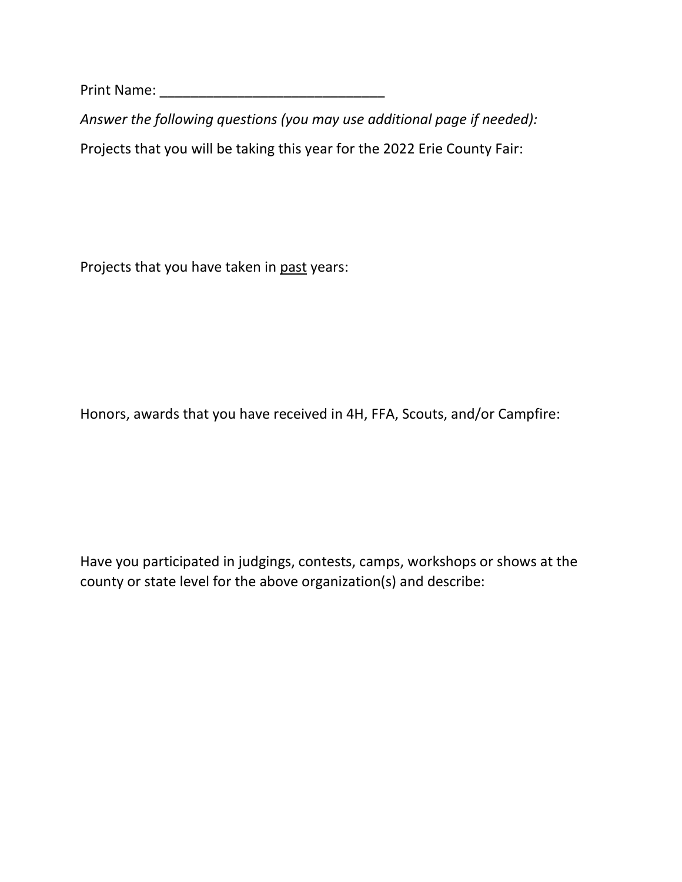Print Name: ______________________________

*Answer the following questions (you may use additional page if needed):*

Projects that you will be taking this year for the 2022 Erie County Fair:

Projects that you have taken in <u>past</u> years:

Honors, awards that you have received in 4H, FFA, Scouts, and/or Campfire:

Have you participated in judgings, contests, camps, workshops or shows at the county or state level for the above organization(s) and describe: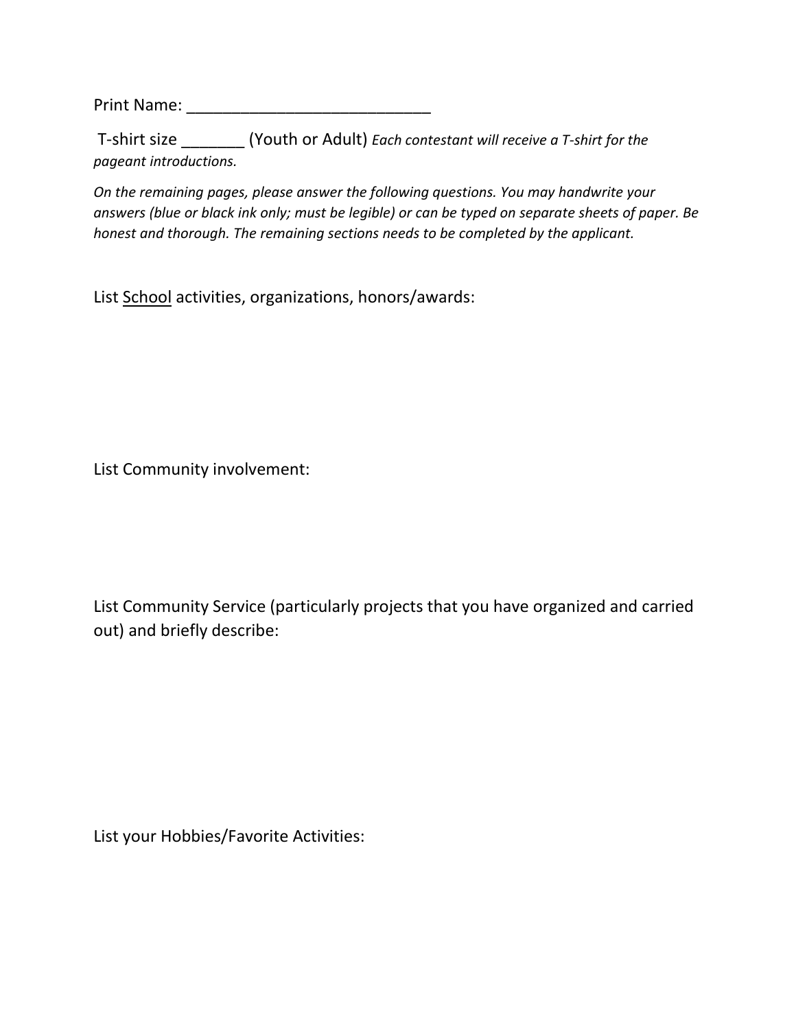Print Name: ___________________________

T-shirt size _______ (Youth or Adult) *Each contestant will receive a T-shirt for the pageant introductions.*

*On the remaining pages, please answer the following questions. You may handwrite your answers (blue or black ink only; must be legible) or can be typed on separate sheets of paper. Be honest and thorough. The remaining sections needs to be completed by the applicant.*

List <u>School</u> activities, organizations, honors/awards:

List Community involvement:

List Community Service (particularly projects that you have organized and carried out) and briefly describe:

List your Hobbies/Favorite Activities: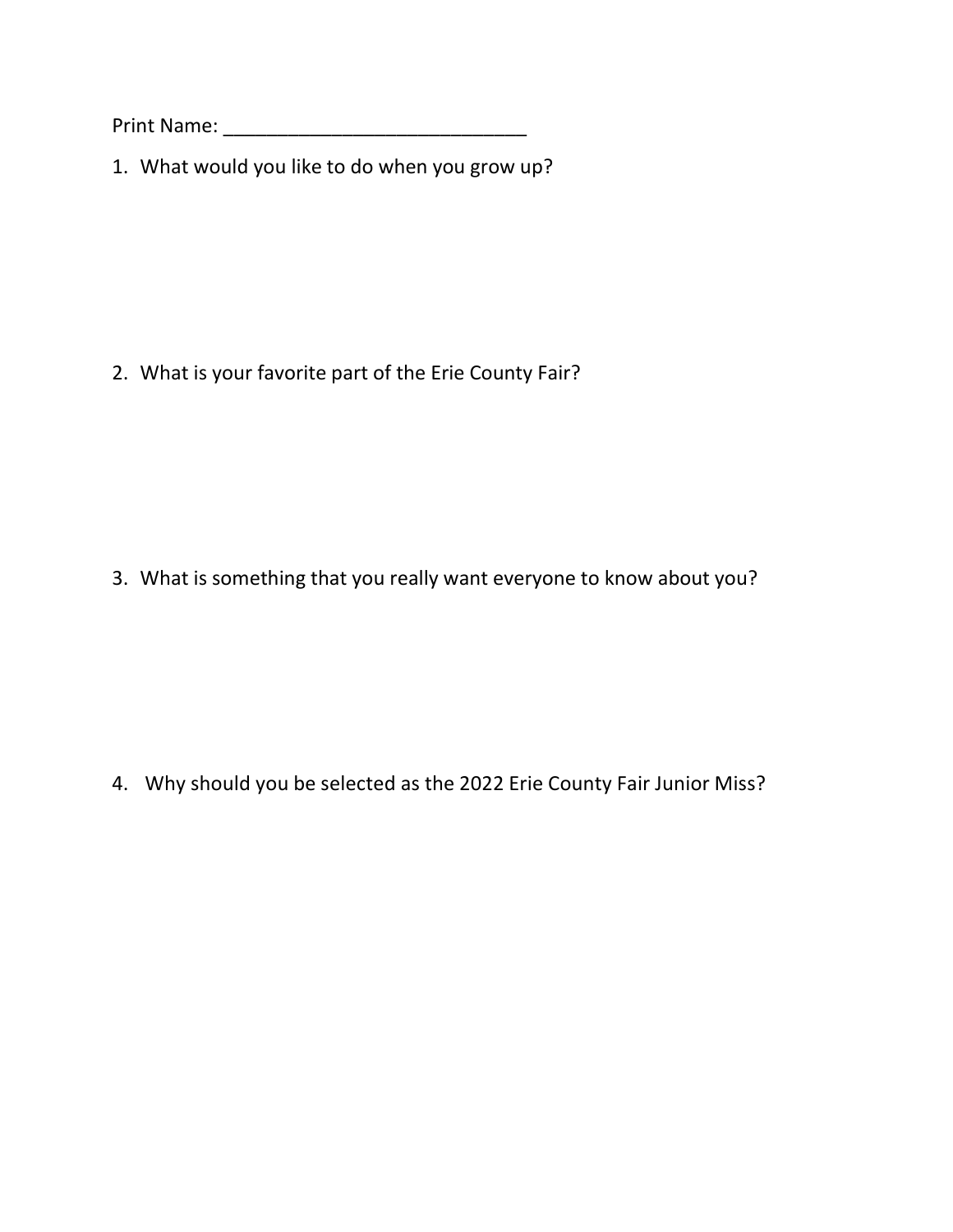Print Name: ____________________________

1. What would you like to do when you grow up?

2. What is your favorite part of the Erie County Fair?

3. What is something that you really want everyone to know about you?

4. Why should you be selected as the 2022 Erie County Fair Junior Miss?